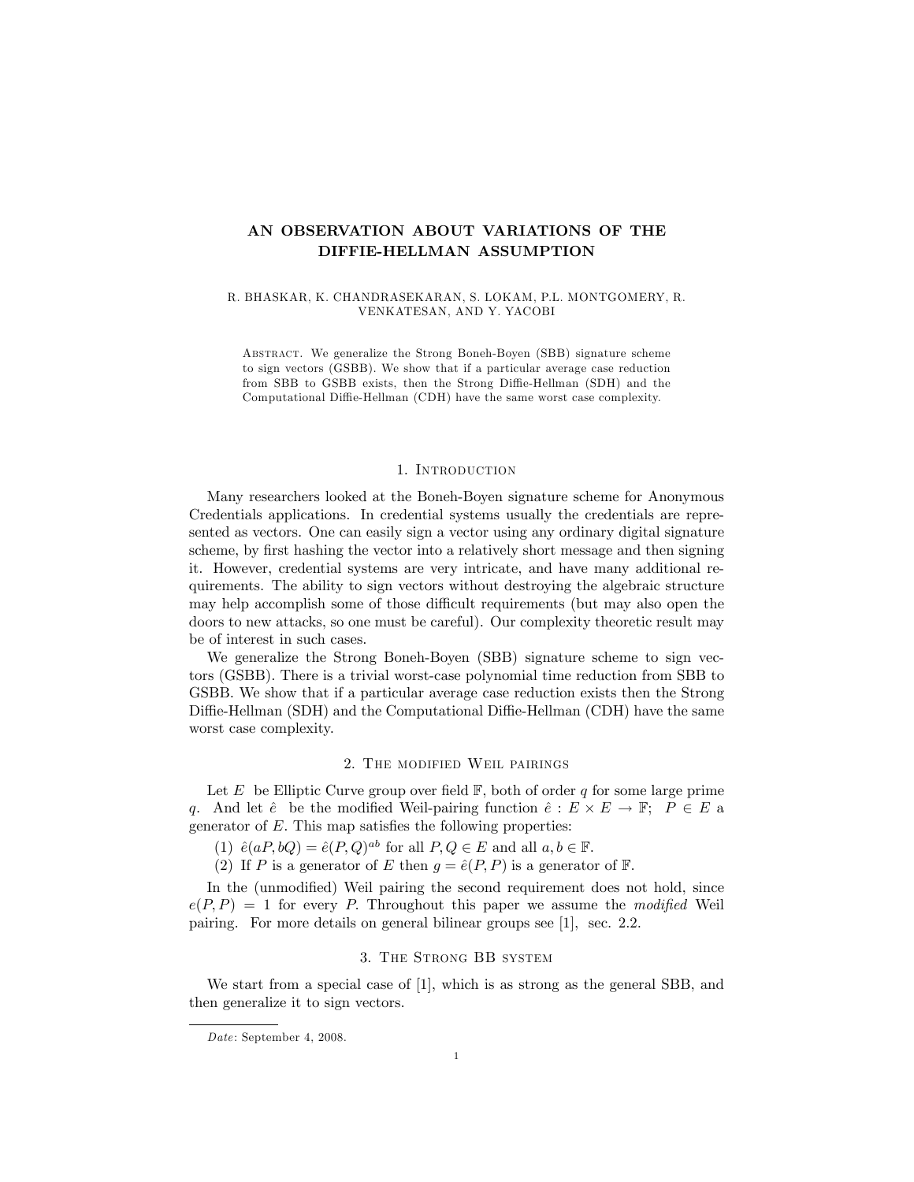# AN OBSERVATION ABOUT VARIATIONS OF THE DIFFIE-HELLMAN ASSUMPTION

R. BHASKAR, K. CHANDRASEKARAN, S. LOKAM, P.L. MONTGOMERY, R. VENKATESAN, AND Y. YACOBI

Abstract. We generalize the Strong Boneh-Boyen (SBB) signature scheme to sign vectors (GSBB). We show that if a particular average case reduction from SBB to GSBB exists, then the Strong Diffie-Hellman (SDH) and the Computational Diffie-Hellman (CDH) have the same worst case complexity.

## 1. Introduction

Many researchers looked at the Boneh-Boyen signature scheme for Anonymous Credentials applications. In credential systems usually the credentials are represented as vectors. One can easily sign a vector using any ordinary digital signature scheme, by first hashing the vector into a relatively short message and then signing it. However, credential systems are very intricate, and have many additional requirements. The ability to sign vectors without destroying the algebraic structure may help accomplish some of those difficult requirements (but may also open the doors to new attacks, so one must be careful). Our complexity theoretic result may be of interest in such cases.

We generalize the Strong Boneh-Boyen (SBB) signature scheme to sign vectors (GSBB). There is a trivial worst-case polynomial time reduction from SBB to GSBB. We show that if a particular average case reduction exists then the Strong Diffie-Hellman (SDH) and the Computational Diffie-Hellman (CDH) have the same worst case complexity.

## 2. The modified Weil pairings

Let $E$ be Elliptic Curve group over field $\mathbb{F}$, both of order $q$ for some large prime $q$. And let $\hat{e}$ be the modified Weil-pairing function $\hat{e} : E \times E \to \mathbb{F}$; $P \in E$ a generator of $E$. This map satisfies the following properties:

(1) $\hat{e}(aP, bQ) = \hat{e}(P, Q)^{ab}$ for all $P, Q \in E$ and all $a, b \in \mathbb{F}$.

(2) If $P$ is a generator of $E$ then $g = \hat{e}(P, P)$ is a generator of $\mathbb{F}$.

In the (unmodified) Weil pairing the second requirement does not hold, since $e(P, P) = 1$ for every $P$. Throughout this paper we assume the *modified* Weil pairing. For more details on general bilinear groups see [1], sec. 2.2.

## 3. The Strong BB system

We start from a special case of [1], which is as strong as the general SBB, and then generalize it to sign vectors.

*Date*: September 4, 2008.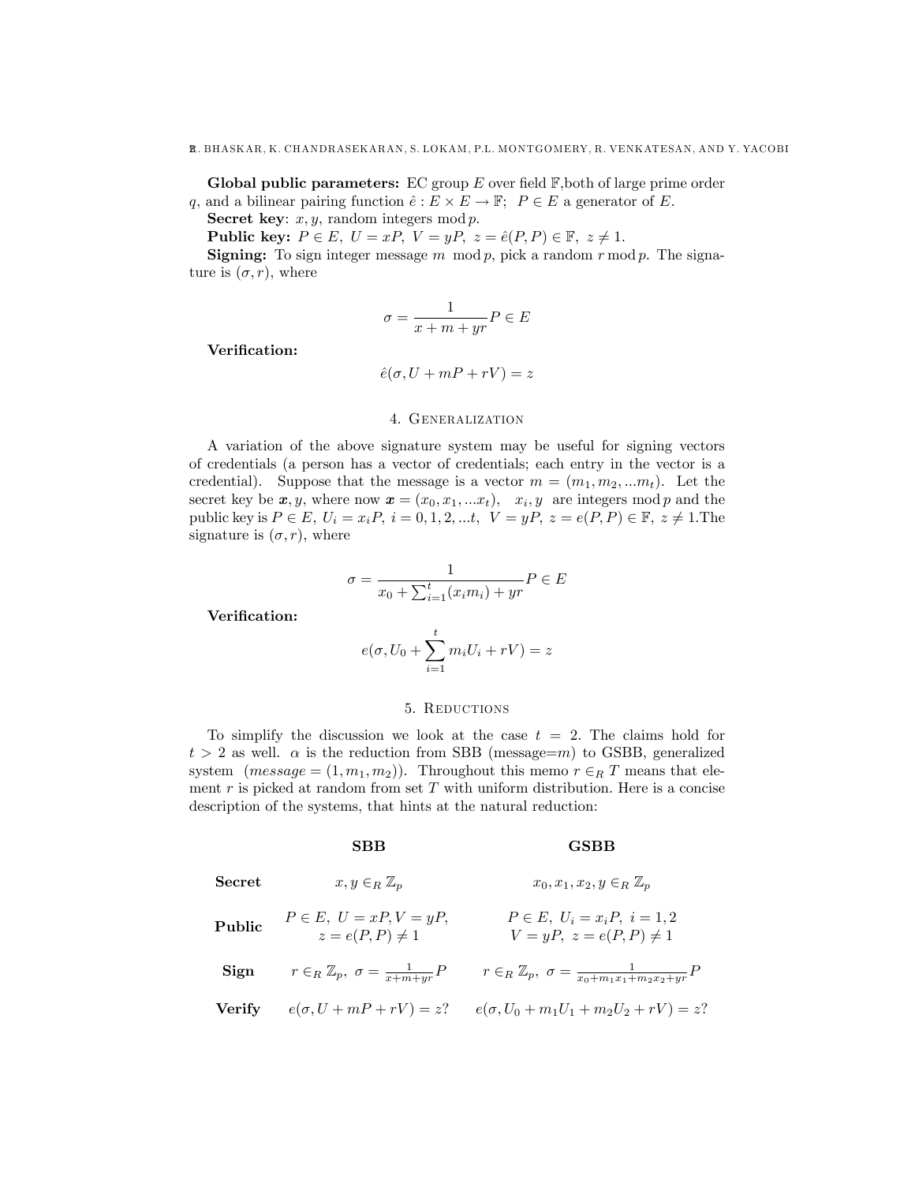**Global public parameters:** EC group $E$ over field $\mathbb{F}$,both of large prime order $q$, and a bilinear pairing function $\hat{e} : E \times E \to \mathbb{F}$; $P \in E$ a generator of $E$.

**Secret key**: $x, y$, random integers $\bmod\, p$.

**Public key:** $P \in E,\ U = xP,\ V = yP,\ z = \hat{e}(P, P) \in \mathbb{F},\ z \neq 1$.

**Signing:** To sign integer message $m \bmod p$, pick a random $r \bmod p$. The signature is $(\sigma, r)$, where

$$\sigma = \frac{1}{x + m + yr} P \in E$$

**Verification:**

$$\hat{e}(\sigma, U + mP + rV) = z$$

## 4. Generalization

A variation of the above signature system may be useful for signing vectors of credentials (a person has a vector of credentials; each entry in the vector is a credential). Suppose that the message is a vector $m = (m_1, m_2, ...m_t)$. Let the secret key be $\boldsymbol{x}, y$, where now $\boldsymbol{x} = (x_0, x_1, ...x_t)$, $x_i, y$ are integers $\bmod\, p$ and the public key is $P \in E,\ U_i = x_i P,\ i = 0, 1, 2, ...t,\ V = yP,\ z = e(P, P) \in \mathbb{F},\ z \neq 1$.The signature is $(\sigma, r)$, where

$$\sigma = \frac{1}{x_0 + \sum_{i=1}^{t}(x_i m_i) + yr} P \in E$$

**Verification:**

$$e(\sigma, U_0 + \sum_{i=1}^{t} m_i U_i + rV) = z$$

## 5. Reductions

To simplify the discussion we look at the case $t = 2$. The claims hold for $t > 2$ as well. $\alpha$ is the reduction from SBB (message=$m$) to GSBB, generalized system $(message = (1, m_1, m_2))$. Throughout this memo $r \in_R T$ means that element $r$ is picked at random from set $T$ with uniform distribution. Here is a concise description of the systems, that hints at the natural reduction:

| | **SBB** | **GSBB** |
|---|---|---|
| **Secret** | $x, y \in_R \mathbb{Z}_p$ | $x_0, x_1, x_2, y \in_R \mathbb{Z}_p$ |
| **Public** | $P \in E,\ U = xP, V = yP,$ $z = e(P, P) \neq 1$ | $P \in E,\ U_i = x_i P,\ i = 1, 2$ $V = yP,\ z = e(P, P) \neq 1$ |
| **Sign** | $r \in_R \mathbb{Z}_p,\ \sigma = \frac{1}{x+m+yr} P$ | $r \in_R \mathbb{Z}_p,\ \sigma = \frac{1}{x_0 + m_1 x_1 + m_2 x_2 + yr} P$ |
| **Verify** | $e(\sigma, U + mP + rV) = z?$ | $e(\sigma, U_0 + m_1 U_1 + m_2 U_2 + rV) = z?$ |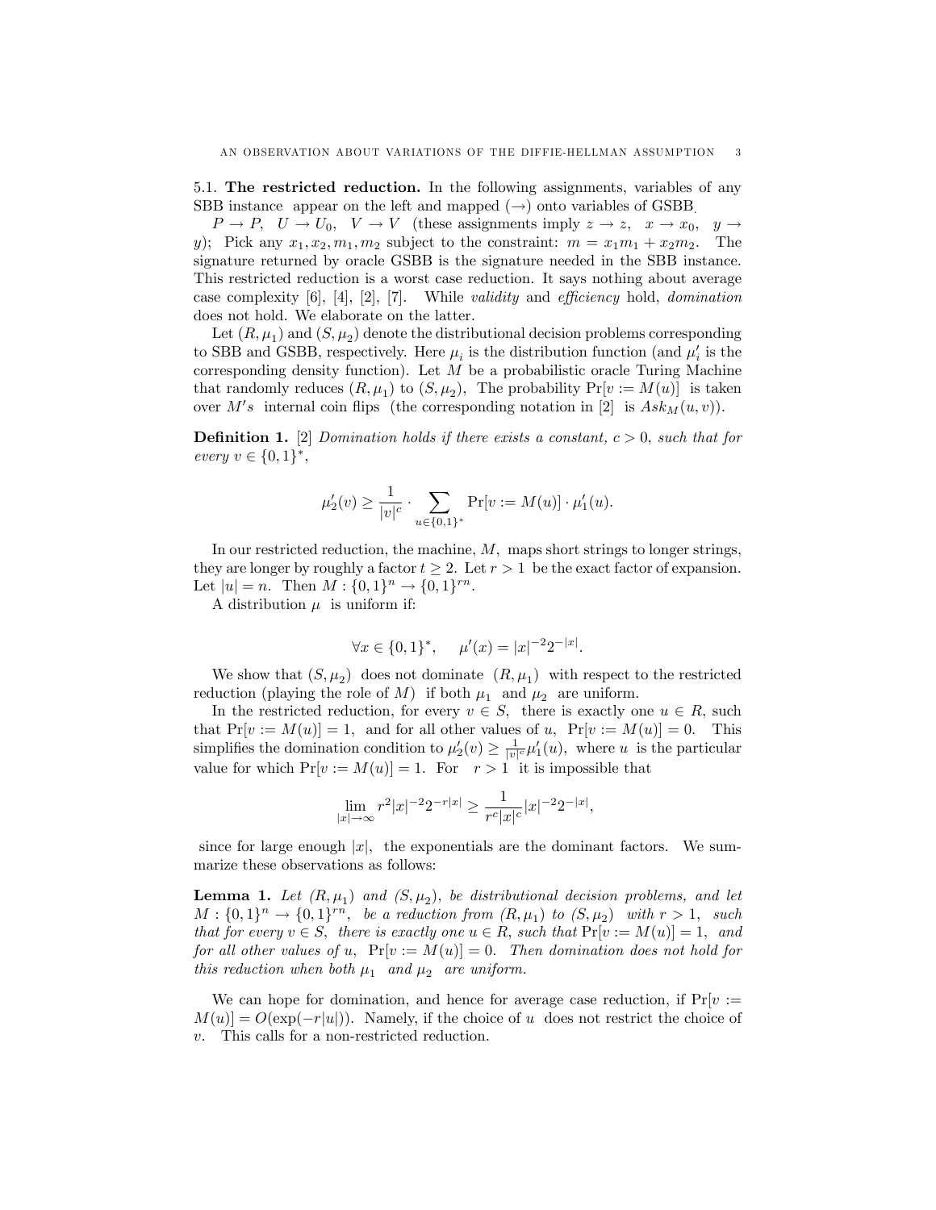### 5.1. **The restricted reduction.**

In the following assignments, variables of any SBB instance appear on the left and mapped ($\rightarrow$) onto variables of GSBB.

$P \rightarrow P$, $U \rightarrow U_0$, $V \rightarrow V$ (these assignments imply $z \rightarrow z$, $x \rightarrow x_0$, $y \rightarrow y$); Pick any $x_1, x_2, m_1, m_2$ subject to the constraint: $m = x_1 m_1 + x_2 m_2$. The signature returned by oracle GSBB is the signature needed in the SBB instance. This restricted reduction is a worst case reduction. It says nothing about average case complexity [6], [4], [2], [7]. While *validity* and *efficiency* hold, *domination* does not hold. We elaborate on the latter.

Let $(R, \mu_1)$ and $(S, \mu_2)$ denote the distributional decision problems corresponding to SBB and GSBB, respectively. Here $\mu_i$ is the distribution function (and $\mu_i'$ is the corresponding density function). Let $M$ be a probabilistic oracle Turing Machine that randomly reduces $(R, \mu_1)$ to $(S, \mu_2)$, The probability $\Pr[v := M(u)]$ is taken over $M's$ internal coin flips (the corresponding notation in [2] is $Ask_M(u, v)$).

**Definition 1.** [2] *Domination holds if there exists a constant, $c > 0$, such that for every $v \in \{0,1\}^*$,*

$$\mu_2'(v) \geq \frac{1}{|v|^c} \cdot \sum_{u \in \{0,1\}^*} \Pr[v := M(u)] \cdot \mu_1'(u).$$

In our restricted reduction, the machine, $M$, maps short strings to longer strings, they are longer by roughly a factor $t \geq 2$. Let $r > 1$ be the exact factor of expansion. Let $|u| = n$. Then $M : \{0,1\}^n \rightarrow \{0,1\}^{rn}$.

A distribution $\mu$ is uniform if:

$$\forall x \in \{0,1\}^*, \quad \mu'(x) = |x|^{-2} 2^{-|x|}.$$

We show that $(S, \mu_2)$ does not dominate $(R, \mu_1)$ with respect to the restricted reduction (playing the role of $M$) if both $\mu_1$ and $\mu_2$ are uniform.

In the restricted reduction, for every $v \in S$, there is exactly one $u \in R$, such that $\Pr[v := M(u)] = 1$, and for all other values of $u$, $\Pr[v := M(u)] = 0$. This simplifies the domination condition to $\mu_2'(v) \geq \frac{1}{|v|^c} \mu_1'(u)$, where $u$ is the particular value for which $\Pr[v := M(u)] = 1$. For $r > 1$ it is impossible that

$$\lim_{|x| \rightarrow \infty} r^2 |x|^{-2} 2^{-r|x|} \geq \frac{1}{r^c |x|^c} |x|^{-2} 2^{-|x|},$$

since for large enough $|x|$, the exponentials are the dominant factors. We summarize these observations as follows:

**Lemma 1.** *Let $(R, \mu_1)$ and $(S, \mu_2)$, be distributional decision problems, and let $M : \{0,1\}^n \rightarrow \{0,1\}^{rn}$, be a reduction from $(R, \mu_1)$ to $(S, \mu_2)$ with $r > 1$, such that for every $v \in S$, there is exactly one $u \in R$, such that $\Pr[v := M(u)] = 1$, and for all other values of $u$, $\Pr[v := M(u)] = 0$. Then domination does not hold for this reduction when both $\mu_1$ and $\mu_2$ are uniform.*

We can hope for domination, and hence for average case reduction, if $\Pr[v := M(u)] = O(\exp(-r|u|))$. Namely, if the choice of $u$ does not restrict the choice of $v$. This calls for a non-restricted reduction.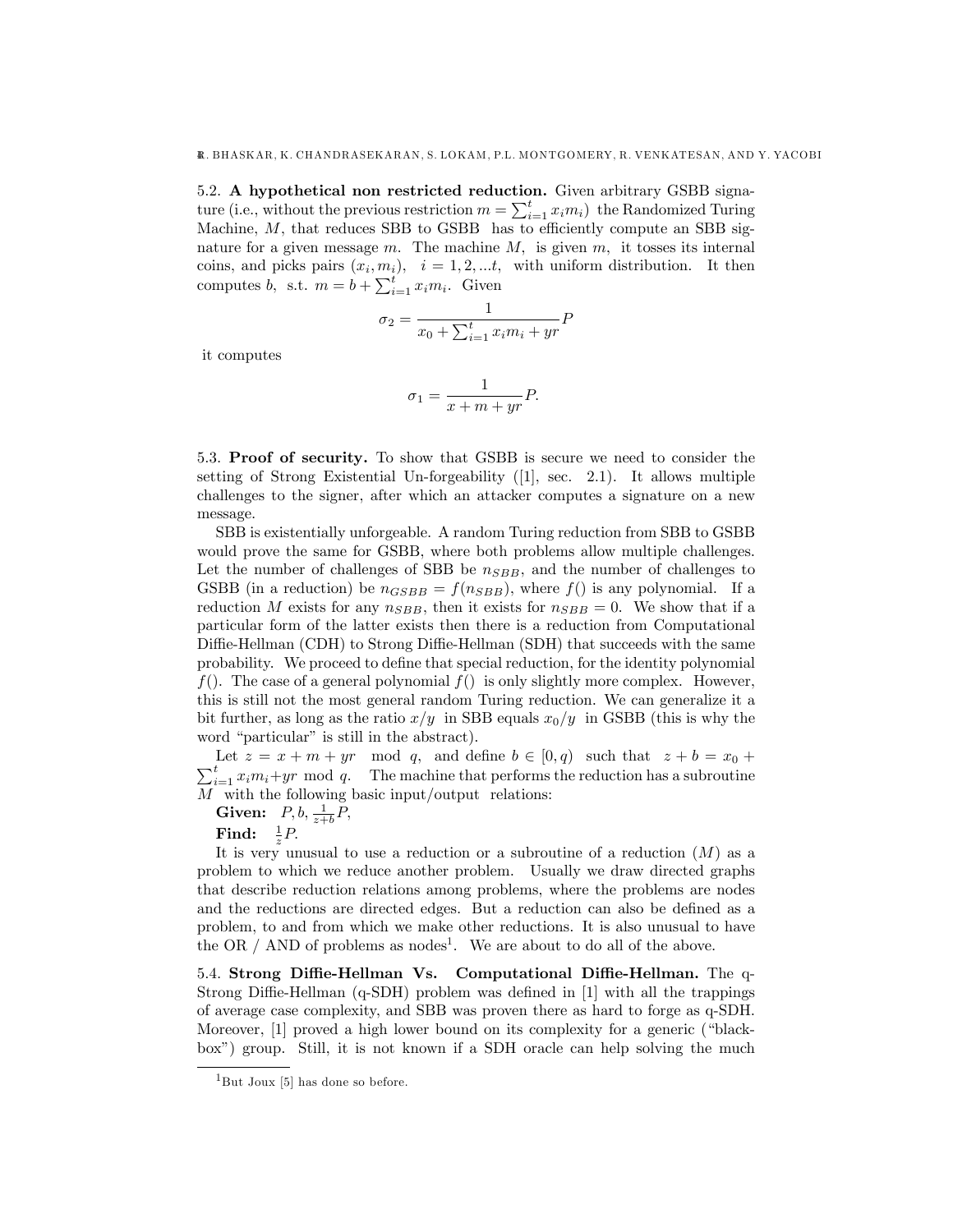5.2. **A hypothetical non restricted reduction.** Given arbitrary GSBB signature (i.e., without the previous restriction $m = \sum_{i=1}^{t} x_i m_i$) the Randomized Turing Machine, $M$, that reduces SBB to GSBB has to efficiently compute an SBB signature for a given message $m$. The machine $M$, is given $m$, it tosses its internal coins, and picks pairs $(x_i, m_i)$, $i = 1, 2, ...t$, with uniform distribution. It then computes $b$, s.t. $m = b + \sum_{i=1}^{t} x_i m_i$. Given

$$\sigma_2 = \frac{1}{x_0 + \sum_{i=1}^{t} x_i m_i + yr} P$$

it computes

$$\sigma_1 = \frac{1}{x + m + yr} P.$$

5.3. **Proof of security.** To show that GSBB is secure we need to consider the setting of Strong Existential Un-forgeability ([1], sec. 2.1). It allows multiple challenges to the signer, after which an attacker computes a signature on a new message.

SBB is existentially unforgeable. A random Turing reduction from SBB to GSBB would prove the same for GSBB, where both problems allow multiple challenges. Let the number of challenges of SBB be $n_{SBB}$, and the number of challenges to GSBB (in a reduction) be $n_{GSBB} = f(n_{SBB})$, where $f()$ is any polynomial. If a reduction $M$ exists for any $n_{SBB}$, then it exists for $n_{SBB} = 0$. We show that if a particular form of the latter exists then there is a reduction from Computational Diffie-Hellman (CDH) to Strong Diffie-Hellman (SDH) that succeeds with the same probability. We proceed to define that special reduction, for the identity polynomial $f()$. The case of a general polynomial $f()$ is only slightly more complex. However, this is still not the most general random Turing reduction. We can generalize it a bit further, as long as the ratio $x/y$ in SBB equals $x_0/y$ in GSBB (this is why the word "particular" is still in the abstract).

Let $z = x + m + yr \mod q$, and define $b \in [0, q)$ such that $z + b = x_0 + \sum_{i=1}^{t} x_i m_i + yr \mod q$. The machine that performs the reduction has a subroutine $M$ with the following basic input/output relations:

**Given:** $P, b, \frac{1}{z+b} P$,

**Find:** $\frac{1}{z} P$.

It is very unusual to use a reduction or a subroutine of a reduction ($M$) as a problem to which we reduce another problem. Usually we draw directed graphs that describe reduction relations among problems, where the problems are nodes and the reductions are directed edges. But a reduction can also be defined as a problem, to and from which we make other reductions. It is also unusual to have the OR / AND of problems as nodes[1]. We are about to do all of the above.

5.4. **Strong Diffie-Hellman Vs. Computational Diffie-Hellman.** The q-Strong Diffie-Hellman (q-SDH) problem was defined in [1] with all the trappings of average case complexity, and SBB was proven there as hard to forge as q-SDH. Moreover, [1] proved a high lower bound on its complexity for a generic ("black-box") group. Still, it is not known if a SDH oracle can help solving the much

[1] But Joux [5] has done so before.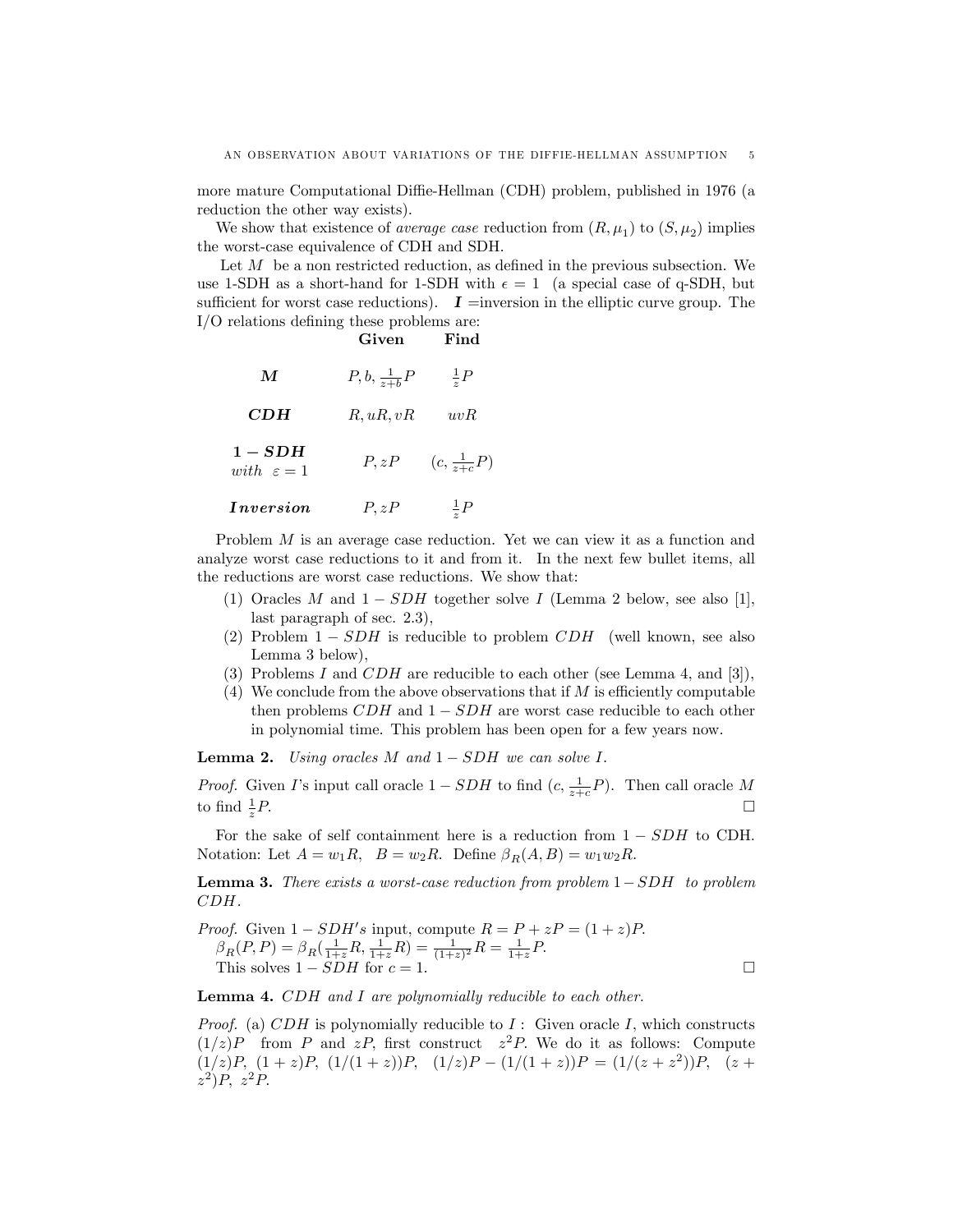more mature Computational Diffie-Hellman (CDH) problem, published in 1976 (a reduction the other way exists).

We show that existence of *average case* reduction from $(R, \mu_1)$ to $(S, \mu_2)$ implies the worst-case equivalence of CDH and SDH.

Let $M$ be a non restricted reduction, as defined in the previous subsection. We use 1-SDH as a short-hand for 1-SDH with $\epsilon = 1$ (a special case of q-SDH, but sufficient for worst case reductions). $\boldsymbol{I}$ =inversion in the elliptic curve group. The I/O relations defining these problems are:

| | **Given** | **Find** |
|---|---|---|
| $\boldsymbol{M}$ | $P, b, \frac{1}{z+b}P$ | $\frac{1}{z}P$ |
| $\boldsymbol{CDH}$ | $R, uR, vR$ | $uvR$ |
| $\boldsymbol{1-SDH}$ *with* $\varepsilon = 1$ | $P, zP$ | $(c, \frac{1}{z+c}P)$ |
| $\boldsymbol{Inversion}$ | $P, zP$ | $\frac{1}{z}P$ |

Problem $M$ is an average case reduction. Yet we can view it as a function and analyze worst case reductions to it and from it. In the next few bullet items, all the reductions are worst case reductions. We show that:

1. Oracles $M$ and $1-SDH$ together solve $I$ (Lemma 2 below, see also [1], last paragraph of sec. 2.3),
2. Problem $1-SDH$ is reducible to problem $CDH$ (well known, see also Lemma 3 below),
3. Problems $I$ and $CDH$ are reducible to each other (see Lemma 4, and [3]),
4. We conclude from the above observations that if $M$ is efficiently computable then problems $CDH$ and $1-SDH$ are worst case reducible to each other in polynomial time. This problem has been open for a few years now.

**Lemma 2.** *Using oracles $M$ and $1-SDH$ we can solve $I$.*

*Proof.* Given $I$'s input call oracle $1-SDH$ to find $(c, \frac{1}{z+c}P)$. Then call oracle $M$ to find $\frac{1}{z}P$. □

For the sake of self containment here is a reduction from $1-SDH$ to CDH. Notation: Let $A = w_1 R$, $B = w_2 R$. Define $\beta_R(A, B) = w_1 w_2 R$.

**Lemma 3.** *There exists a worst-case reduction from problem $1-SDH$ to problem $CDH$.*

*Proof.* Given $1-SDH's$ input, compute $R = P + zP = (1+z)P$.
$\beta_R(P, P) = \beta_R(\frac{1}{1+z}R, \frac{1}{1+z}R) = \frac{1}{(1+z)^2}R = \frac{1}{1+z}P$.
This solves $1-SDH$ for $c = 1$. □

**Lemma 4.** *$CDH$ and $I$ are polynomially reducible to each other.*

*Proof.* (a) $CDH$ is polynomially reducible to $I$: Given oracle $I$, which constructs $(1/z)P$ from $P$ and $zP$, first construct $z^2P$. We do it as follows: Compute $(1/z)P$, $(1+z)P$, $(1/(1+z))P$, $(1/z)P - (1/(1+z))P = (1/(z+z^2))P$, $(z+z^2)P$, $z^2P$.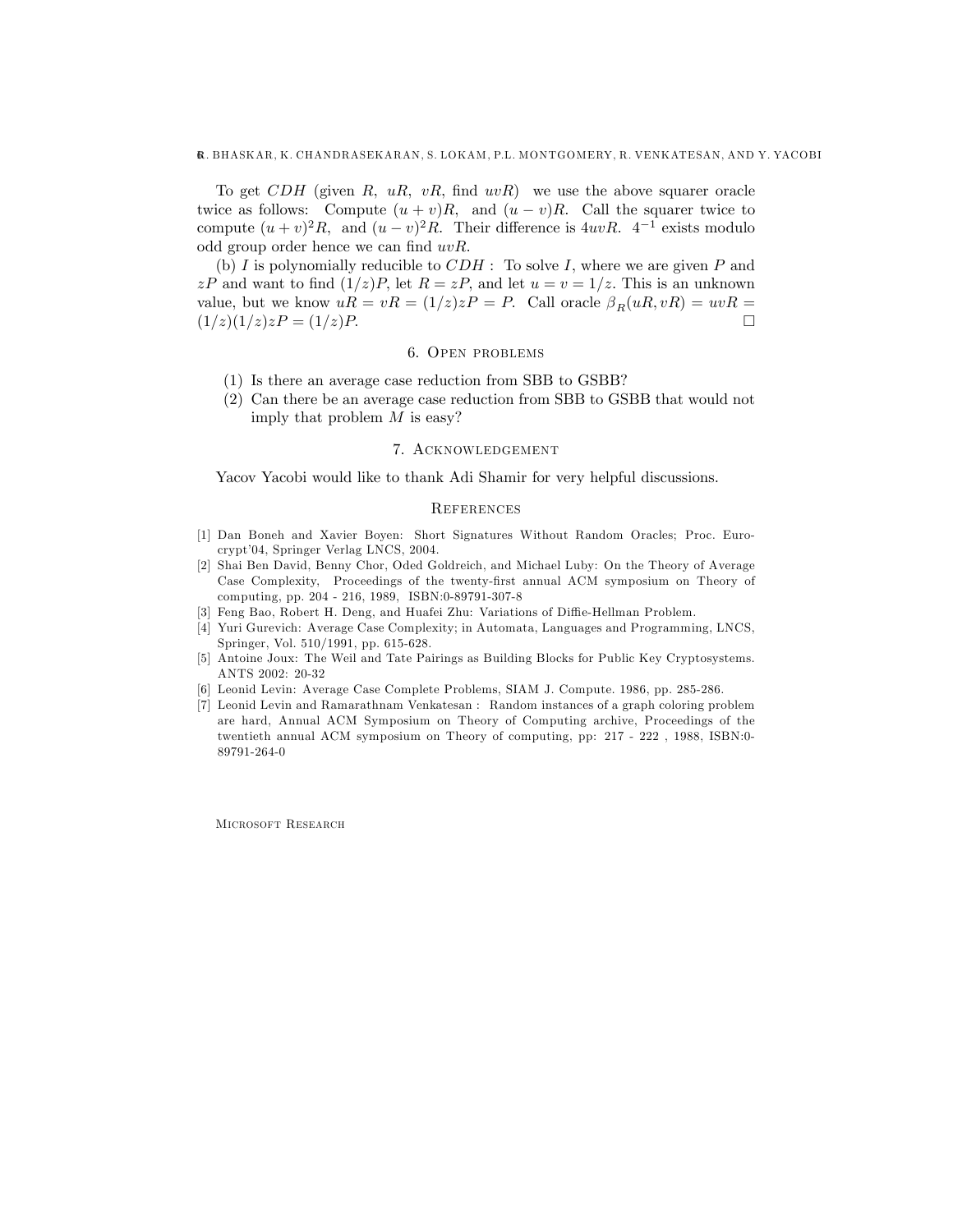To get $CDH$ (given $R$, $uR$, $vR$, find $uvR$) we use the above squarer oracle twice as follows: Compute $(u + v)R$, and $(u - v)R$. Call the squarer twice to compute $(u + v)^2 R$, and $(u - v)^2 R$. Their difference is $4uvR$. $4^{-1}$ exists modulo odd group order hence we can find $uvR$.

(b) $I$ is polynomially reducible to $CDH$ : To solve $I$, where we are given $P$ and $zP$ and want to find $(1/z)P$, let $R = zP$, and let $u = v = 1/z$. This is an unknown value, but we know $uR = vR = (1/z)zP = P$. Call oracle $\beta_R(uR, vR) = uvR = (1/z)(1/z)zP = (1/z)P$. □

## 6. Open problems

1. Is there an average case reduction from SBB to GSBB?
2. Can there be an average case reduction from SBB to GSBB that would not imply that problem $M$ is easy?

## 7. Acknowledgement

Yacov Yacobi would like to thank Adi Shamir for very helpful discussions.

## References

[1] Dan Boneh and Xavier Boyen: Short Signatures Without Random Oracles; Proc. Eurocrypt'04, Springer Verlag LNCS, 2004.

[2] Shai Ben David, Benny Chor, Oded Goldreich, and Michael Luby: On the Theory of Average Case Complexity, Proceedings of the twenty-first annual ACM symposium on Theory of computing, pp. 204 - 216, 1989, ISBN:0-89791-307-8

[3] Feng Bao, Robert H. Deng, and Huafei Zhu: Variations of Diffie-Hellman Problem.

[4] Yuri Gurevich: Average Case Complexity; in Automata, Languages and Programming, LNCS, Springer, Vol. 510/1991, pp. 615-628.

[5] Antoine Joux: The Weil and Tate Pairings as Building Blocks for Public Key Cryptosystems. ANTS 2002: 20-32

[6] Leonid Levin: Average Case Complete Problems, SIAM J. Compute. 1986, pp. 285-286.

[7] Leonid Levin and Ramarathnam Venkatesan : Random instances of a graph coloring problem are hard, Annual ACM Symposium on Theory of Computing archive, Proceedings of the twentieth annual ACM symposium on Theory of computing, pp: 217 - 222 , 1988, ISBN:0-89791-264-0

Microsoft Research